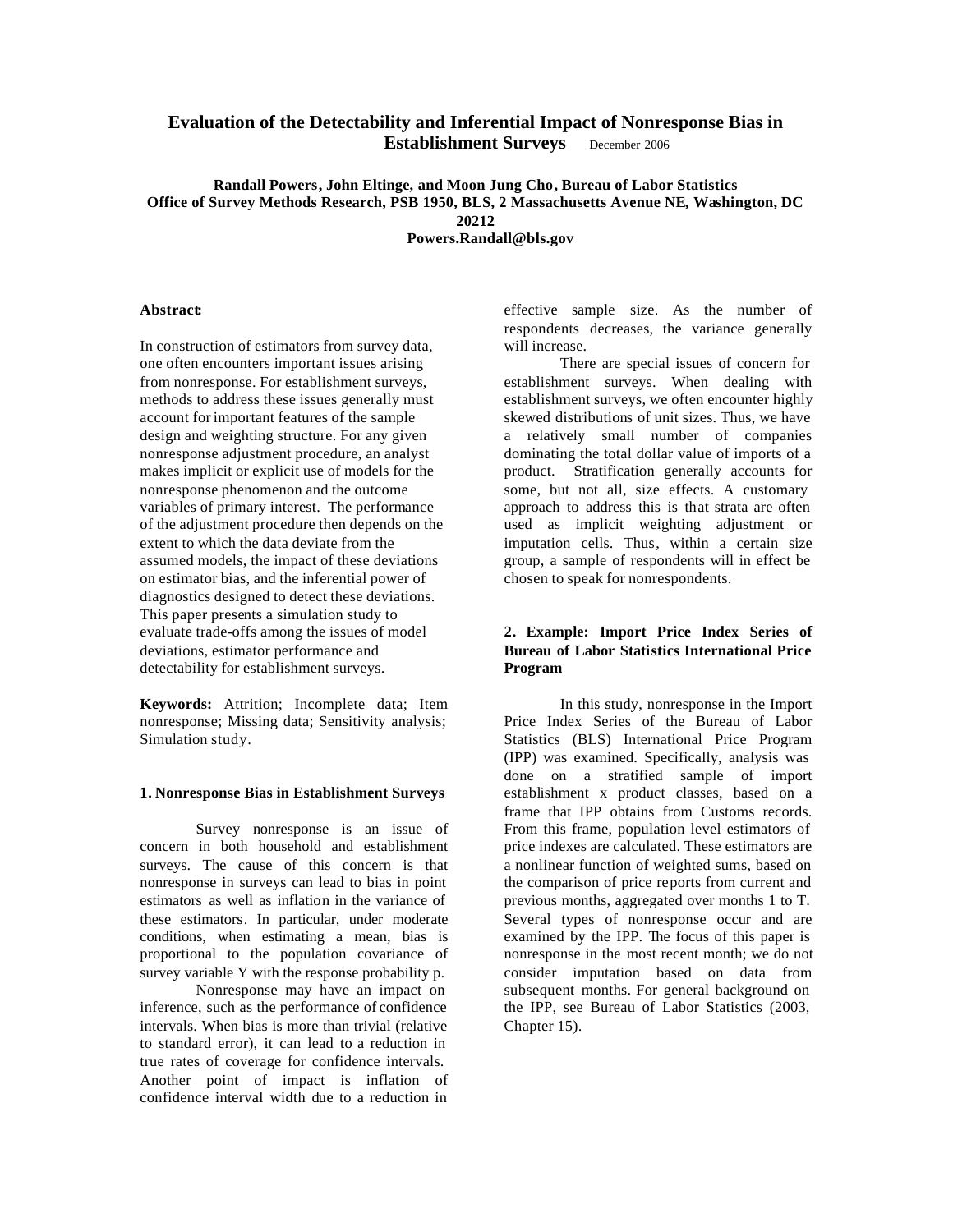# Evaluation of the Detectability and Inferential Impact of Nonresponse Bias in Establishment Surveys

December 2006

**Randall Powers, John Eltinge, and Moon Jung Cho, Bureau of Labor Statistics**
**Office of Survey Methods Research, PSB 1950, BLS, 2 Massachusetts Avenue NE, Washington, DC 20212**
**Powers.Randall@bls.gov**

**Abstract:**

In construction of estimators from survey data, one often encounters important issues arising from nonresponse. For establishment surveys, methods to address these issues generally must account for important features of the sample design and weighting structure. For any given nonresponse adjustment procedure, an analyst makes implicit or explicit use of models for the nonresponse phenomenon and the outcome variables of primary interest. The performance of the adjustment procedure then depends on the extent to which the data deviate from the assumed models, the impact of these deviations on estimator bias, and the inferential power of diagnostics designed to detect these deviations. This paper presents a simulation study to evaluate trade-offs among the issues of model deviations, estimator performance and detectability for establishment surveys.

**Keywords:** Attrition; Incomplete data; Item nonresponse; Missing data; Sensitivity analysis; Simulation study.

## 1. Nonresponse Bias in Establishment Surveys

Survey nonresponse is an issue of concern in both household and establishment surveys. The cause of this concern is that nonresponse in surveys can lead to bias in point estimators as well as inflation in the variance of these estimators. In particular, under moderate conditions, when estimating a mean, bias is proportional to the population covariance of survey variable Y with the response probability p.

Nonresponse may have an impact on inference, such as the performance of confidence intervals. When bias is more than trivial (relative to standard error), it can lead to a reduction in true rates of coverage for confidence intervals. Another point of impact is inflation of confidence interval width due to a reduction in effective sample size. As the number of respondents decreases, the variance generally will increase.

There are special issues of concern for establishment surveys. When dealing with establishment surveys, we often encounter highly skewed distributions of unit sizes. Thus, we have a relatively small number of companies dominating the total dollar value of imports of a product. Stratification generally accounts for some, but not all, size effects. A customary approach to address this is that strata are often used as implicit weighting adjustment or imputation cells. Thus, within a certain size group, a sample of respondents will in effect be chosen to speak for nonrespondents.

## 2. Example: Import Price Index Series of Bureau of Labor Statistics International Price Program

In this study, nonresponse in the Import Price Index Series of the Bureau of Labor Statistics (BLS) International Price Program (IPP) was examined. Specifically, analysis was done on a stratified sample of import establishment x product classes, based on a frame that IPP obtains from Customs records. From this frame, population level estimators of price indexes are calculated. These estimators are a nonlinear function of weighted sums, based on the comparison of price reports from current and previous months, aggregated over months 1 to T. Several types of nonresponse occur and are examined by the IPP. The focus of this paper is nonresponse in the most recent month; we do not consider imputation based on data from subsequent months. For general background on the IPP, see Bureau of Labor Statistics (2003, Chapter 15).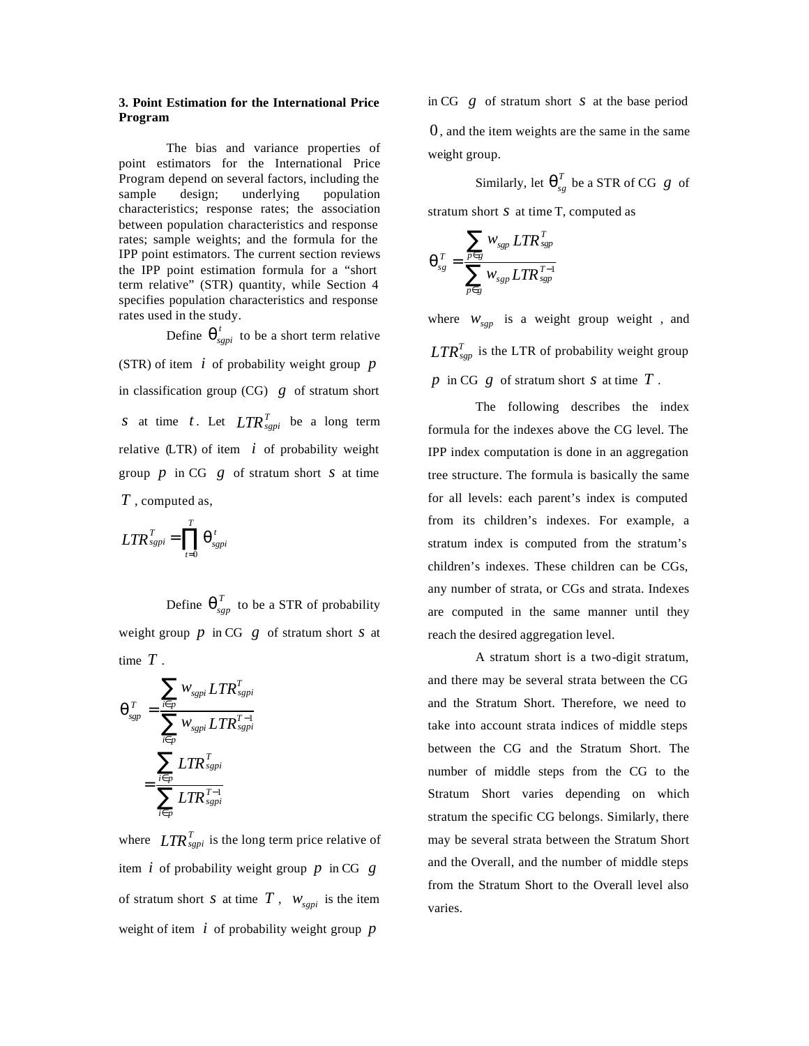### 3. Point Estimation for the International Price Program

The bias and variance properties of point estimators for the International Price Program depend on several factors, including the sample design; underlying population characteristics; response rates; the association between population characteristics and response rates; sample weights; and the formula for the IPP point estimators. The current section reviews the IPP point estimation formula for a "short term relative" (STR) quantity, while Section 4 specifies population characteristics and response rates used in the study.

Define $\theta_{sgpi}^{t}$ to be a short term relative (STR) of item $i$ of probability weight group $p$ in classification group (CG) $g$ of stratum short $s$ at time $t$. Let $LTR_{sgpi}^{T}$ be a long term relative (LTR) of item $i$ of probability weight group $p$ in CG $g$ of stratum short $s$ at time $T$, computed as,

$$LTR_{sgpi}^{T} = \prod_{t=0}^{T} \theta_{sgpi}^{t}$$

Define $\theta_{sgp}^{T}$ to be a STR of probability weight group $p$ in CG $g$ of stratum short $s$ at time $T$.

$$\theta_{sgp}^{T} = \frac{\sum_{i \in p} w_{sgpi} LTR_{sgpi}^{T}}{\sum_{i \in p} w_{sgpi} LTR_{sgpi}^{T-1}} = \frac{\sum_{i \in p} LTR_{sgpi}^{T}}{\sum_{i \in p} LTR_{sgpi}^{T-1}}$$

where $LTR_{sgpi}^{T}$ is the long term price relative of item $i$ of probability weight group $p$ in CG $g$ of stratum short $s$ at time $T$, $w_{sgpi}$ is the item weight of item $i$ of probability weight group $p$ in CG $g$ of stratum short $s$ at the base period $0$, and the item weights are the same in the same weight group.

Similarly, let $\theta_{sg}^{T}$ be a STR of CG $g$ of stratum short $s$ at time T, computed as

$$\theta_{sg}^{T} = \frac{\sum_{p \in g} w_{sgp} LTR_{sgp}^{T}}{\sum_{p \in g} w_{sgp} LTR_{sgp}^{T-1}}$$

where $w_{sgp}$ is a weight group weight , and $LTR_{sgp}^{T}$ is the LTR of probability weight group $p$ in CG $g$ of stratum short $s$ at time $T$.

The following describes the index formula for the indexes above the CG level. The IPP index computation is done in an aggregation tree structure. The formula is basically the same for all levels: each parent's index is computed from its children's indexes. For example, a stratum index is computed from the stratum's children's indexes. These children can be CGs, any number of strata, or CGs and strata. Indexes are computed in the same manner until they reach the desired aggregation level.

A stratum short is a two-digit stratum, and there may be several strata between the CG and the Stratum Short. Therefore, we need to take into account strata indices of middle steps between the CG and the Stratum Short. The number of middle steps from the CG to the Stratum Short varies depending on which stratum the specific CG belongs. Similarly, there may be several strata between the Stratum Short and the Overall, and the number of middle steps from the Stratum Short to the Overall level also varies.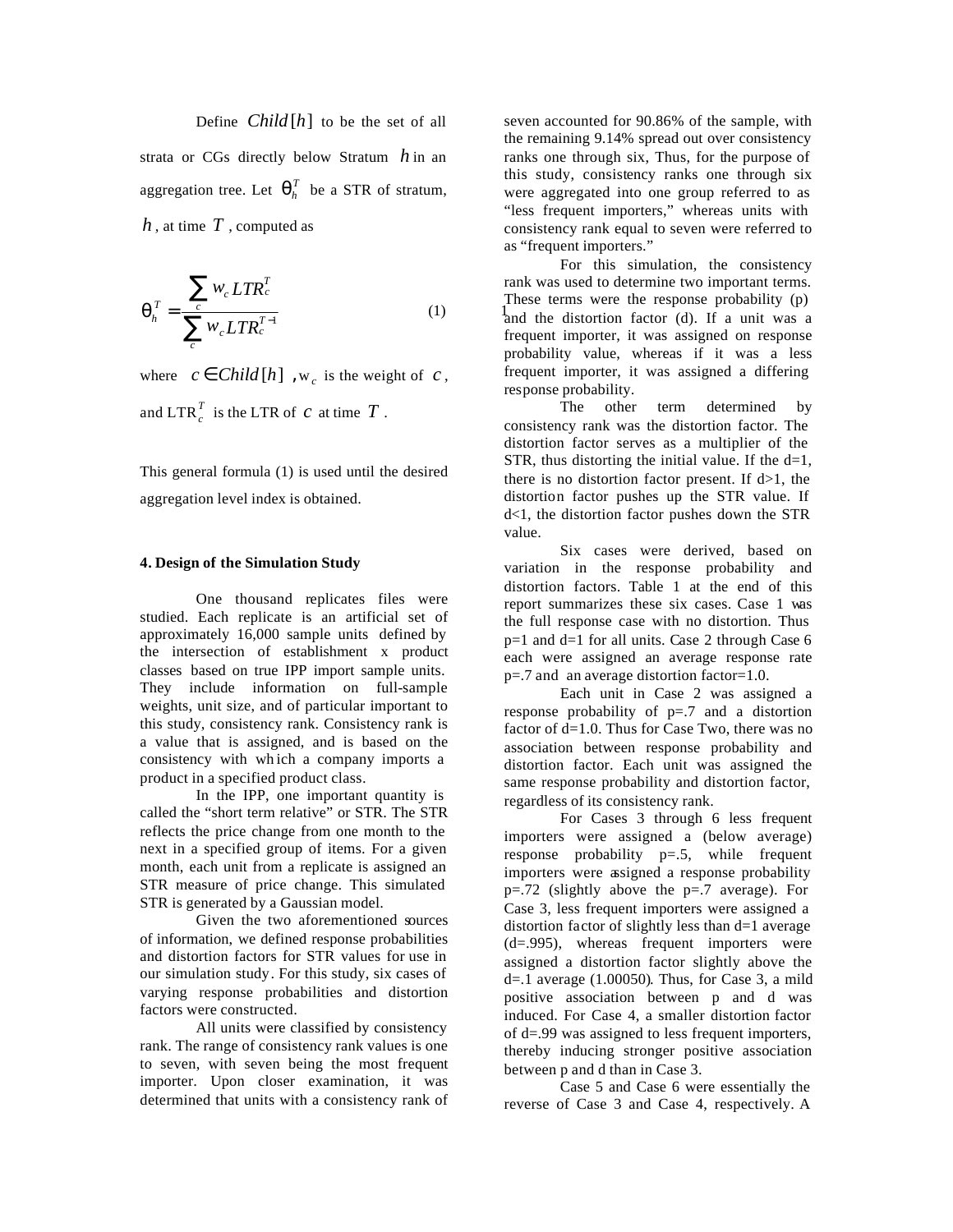Define $Child[h]$ to be the set of all strata or CGs directly below Stratum $h$ in an aggregation tree. Let $\theta_h^T$ be a STR of stratum, $h$, at time $T$, computed as

$$\theta_h^T = \frac{\sum_c w_c LTR_c^T}{\sum_c w_c LTR_c^{T-1}} \quad (1)$$

where $c \in Child[h]$, $w_c$ is the weight of $c$, and $LTR_c^T$ is the LTR of $c$ at time $T$.

This general formula (1) is used until the desired aggregation level index is obtained.

#### 4. Design of the Simulation Study

One thousand replicates files were studied. Each replicate is an artificial set of approximately 16,000 sample units defined by the intersection of establishment x product classes based on true IPP import sample units. They include information on full-sample weights, unit size, and of particular important to this study, consistency rank. Consistency rank is a value that is assigned, and is based on the consistency with which a company imports a product in a specified product class.

In the IPP, one important quantity is called the "short term relative" or STR. The STR reflects the price change from one month to the next in a specified group of items. For a given month, each unit from a replicate is assigned an STR measure of price change. This simulated STR is generated by a Gaussian model.

Given the two aforementioned sources of information, we defined response probabilities and distortion factors for STR values for use in our simulation study. For this study, six cases of varying response probabilities and distortion factors were constructed.

All units were classified by consistency rank. The range of consistency rank values is one to seven, with seven being the most frequent importer. Upon closer examination, it was determined that units with a consistency rank of seven accounted for 90.86% of the sample, with the remaining 9.14% spread out over consistency ranks one through six, Thus, for the purpose of this study, consistency ranks one through six were aggregated into one group referred to as "less frequent importers," whereas units with consistency rank equal to seven were referred to as "frequent importers."

For this simulation, the consistency rank was used to determine two important terms. These terms were the response probability (p) and the distortion factor (d). If a unit was a frequent importer, it was assigned on response probability value, whereas if it was a less frequent importer, it was assigned a differing response probability.

The other term determined by consistency rank was the distortion factor. The distortion factor serves as a multiplier of the STR, thus distorting the initial value. If the d=1, there is no distortion factor present. If d>1, the distortion factor pushes up the STR value. If d<1, the distortion factor pushes down the STR value.

Six cases were derived, based on variation in the response probability and distortion factors. Table 1 at the end of this report summarizes these six cases. Case 1 was the full response case with no distortion. Thus p=1 and d=1 for all units. Case 2 through Case 6 each were assigned an average response rate p=.7 and an average distortion factor=1.0.

Each unit in Case 2 was assigned a response probability of p=.7 and a distortion factor of d=1.0. Thus for Case Two, there was no association between response probability and distortion factor. Each unit was assigned the same response probability and distortion factor, regardless of its consistency rank.

For Cases 3 through 6 less frequent importers were assigned a (below average) response probability p=.5, while frequent importers were assigned a response probability p=.72 (slightly above the p=.7 average). For Case 3, less frequent importers were assigned a distortion factor of slightly less than d=1 average (d=.995), whereas frequent importers were assigned a distortion factor slightly above the d=.1 average (1.00050). Thus, for Case 3, a mild positive association between p and d was induced. For Case 4, a smaller distortion factor of d=.99 was assigned to less frequent importers, thereby inducing stronger positive association between p and d than in Case 3.

Case 5 and Case 6 were essentially the reverse of Case 3 and Case 4, respectively. A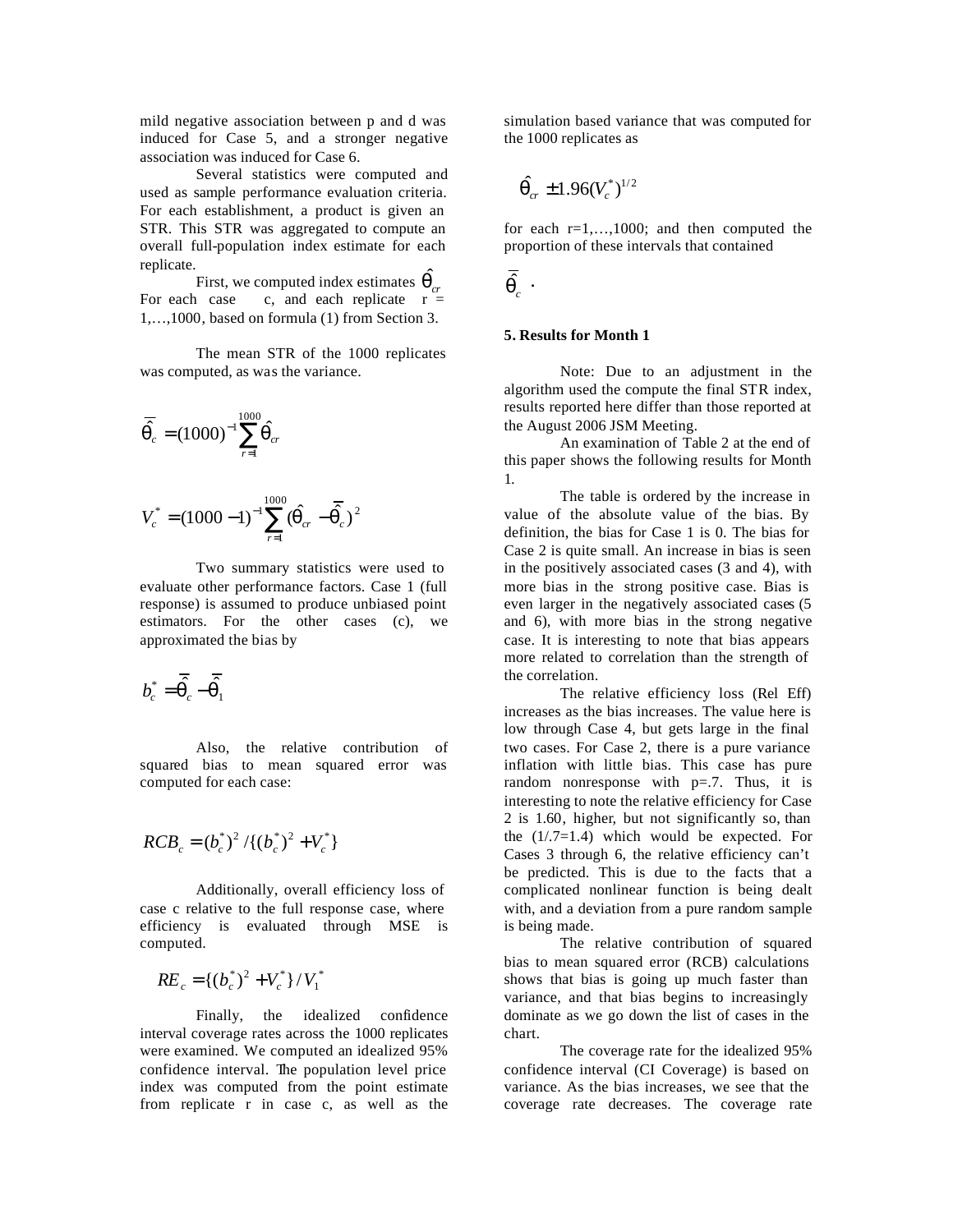mild negative association between p and d was induced for Case 5, and a stronger negative association was induced for Case 6.

Several statistics were computed and used as sample performance evaluation criteria. For each establishment, a product is given an STR. This STR was aggregated to compute an overall full-population index estimate for each replicate.

First, we computed index estimates $\hat{\theta}_{cr}$ For each case c, and each replicate r = 1,…,1000, based on formula (1) from Section 3.

The mean STR of the 1000 replicates was computed, as was the variance.

$$\bar{\hat{\theta}}_c = (1000)^{-1} \sum_{r=1}^{1000} \hat{\theta}_{cr}$$

$$V_c^* = (1000-1)^{-1} \sum_{r=1}^{1000} (\hat{\theta}_{cr} - \bar{\hat{\theta}}_c)^2$$

Two summary statistics were used to evaluate other performance factors. Case 1 (full response) is assumed to produce unbiased point estimators. For the other cases (c), we approximated the bias by

$$b_c^* = \bar{\hat{\theta}}_c - \bar{\hat{\theta}}_1$$

Also, the relative contribution of squared bias to mean squared error was computed for each case:

$$RCB_c = (b_c^*)^2 / \{(b_c^*)^2 + V_c^*\}$$

Additionally, overall efficiency loss of case c relative to the full response case, where efficiency is evaluated through MSE is computed.

$$RE_c = \{(b_c^*)^2 + V_c^*\} / V_1^*$$

Finally, the idealized confidence interval coverage rates across the 1000 replicates were examined. We computed an idealized 95% confidence interval. The population level price index was computed from the point estimate from replicate r in case c, as well as the simulation based variance that was computed for the 1000 replicates as

$$\hat{\theta}_{cr} \pm 1.96 (V_c^*)^{1/2}$$

for each r=1,…,1000; and then computed the proportion of these intervals that contained

$$\bar{\hat{\theta}}_c \ .$$

**5. Results for Month 1**

Note: Due to an adjustment in the algorithm used the compute the final STR index, results reported here differ than those reported at the August 2006 JSM Meeting.

An examination of Table 2 at the end of this paper shows the following results for Month 1.

The table is ordered by the increase in value of the absolute value of the bias. By definition, the bias for Case 1 is 0. The bias for Case 2 is quite small. An increase in bias is seen in the positively associated cases (3 and 4), with more bias in the strong positive case. Bias is even larger in the negatively associated cases (5 and 6), with more bias in the strong negative case. It is interesting to note that bias appears more related to correlation than the strength of the correlation.

The relative efficiency loss (Rel Eff) increases as the bias increases. The value here is low through Case 4, but gets large in the final two cases. For Case 2, there is a pure variance inflation with little bias. This case has pure random nonresponse with p=.7. Thus, it is interesting to note the relative efficiency for Case 2 is 1.60, higher, but not significantly so, than the (1/.7=1.4) which would be expected. For Cases 3 through 6, the relative efficiency can't be predicted. This is due to the facts that a complicated nonlinear function is being dealt with, and a deviation from a pure random sample is being made.

The relative contribution of squared bias to mean squared error (RCB) calculations shows that bias is going up much faster than variance, and that bias begins to increasingly dominate as we go down the list of cases in the chart.

The coverage rate for the idealized 95% confidence interval (CI Coverage) is based on variance. As the bias increases, we see that the coverage rate decreases. The coverage rate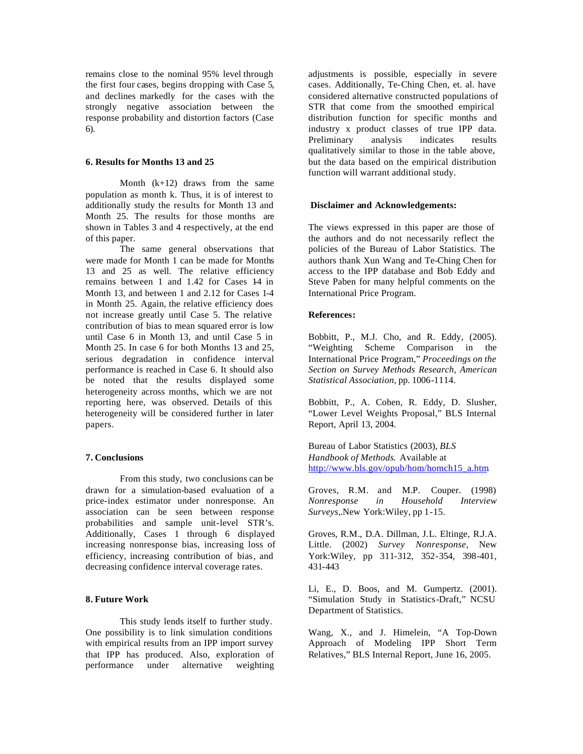remains close to the nominal 95% level through the first four cases, begins dropping with Case 5, and declines markedly for the cases with the strongly negative association between the response probability and distortion factors (Case 6).

## 6. Results for Months 13 and 25

Month (k+12) draws from the same population as month k. Thus, it is of interest to additionally study the results for Month 13 and Month 25. The results for those months are shown in Tables 3 and 4 respectively, at the end of this paper.

The same general observations that were made for Month 1 can be made for Months 13 and 25 as well. The relative efficiency remains between 1 and 1.42 for Cases 1-4 in Month 13, and between 1 and 2.12 for Cases 1-4 in Month 25. Again, the relative efficiency does not increase greatly until Case 5. The relative contribution of bias to mean squared error is low until Case 6 in Month 13, and until Case 5 in Month 25. In case 6 for both Months 13 and 25, serious degradation in confidence interval performance is reached in Case 6. It should also be noted that the results displayed some heterogeneity across months, which we are not reporting here, was observed. Details of this heterogeneity will be considered further in later papers.

## 7. Conclusions

From this study, two conclusions can be drawn for a simulation-based evaluation of a price-index estimator under nonresponse. An association can be seen between response probabilities and sample unit-level STR's. Additionally, Cases 1 through 6 displayed increasing nonresponse bias, increasing loss of efficiency, increasing contribution of bias, and decreasing confidence interval coverage rates.

## 8. Future Work

This study lends itself to further study. One possibility is to link simulation conditions with empirical results from an IPP import survey that IPP has produced. Also, exploration of performance under alternative weighting adjustments is possible, especially in severe cases. Additionally, Te-Ching Chen, et. al. have considered alternative constructed populations of STR that come from the smoothed empirical distribution function for specific months and industry x product classes of true IPP data. Preliminary analysis indicates results qualitatively similar to those in the table above, but the data based on the empirical distribution function will warrant additional study.

## Disclaimer and Acknowledgements:

The views expressed in this paper are those of the authors and do not necessarily reflect the policies of the Bureau of Labor Statistics. The authors thank Xun Wang and Te-Ching Chen for access to the IPP database and Bob Eddy and Steve Paben for many helpful comments on the International Price Program.

## References:

Bobbitt, P., M.J. Cho, and R. Eddy, (2005). "Weighting Scheme Comparison in the International Price Program," *Proceedings on the Section on Survey Methods Research, American Statistical Association*, pp. 1006-1114.

Bobbitt, P., A. Cohen, R. Eddy, D. Slusher, "Lower Level Weights Proposal," BLS Internal Report, April 13, 2004.

Bureau of Labor Statistics (2003), *BLS Handbook of Methods*. Available at http://www.bls.gov/opub/hom/homch15_a.htm

Groves, R.M. and M.P. Couper. (1998) *Nonresponse in Household Interview Surveys*,.New York:Wiley, pp 1-15.

Groves, R.M., D.A. Dillman, J.L. Eltinge, R.J.A. Little. (2002) *Survey Nonresponse*, New York:Wiley, pp 311-312, 352-354, 398-401, 431-443

Li, E., D. Boos, and M. Gumpertz. (2001). "Simulation Study in Statistics-Draft," NCSU Department of Statistics.

Wang, X., and J. Himelein, "A Top-Down Approach of Modeling IPP Short Term Relatives," BLS Internal Report, June 16, 2005.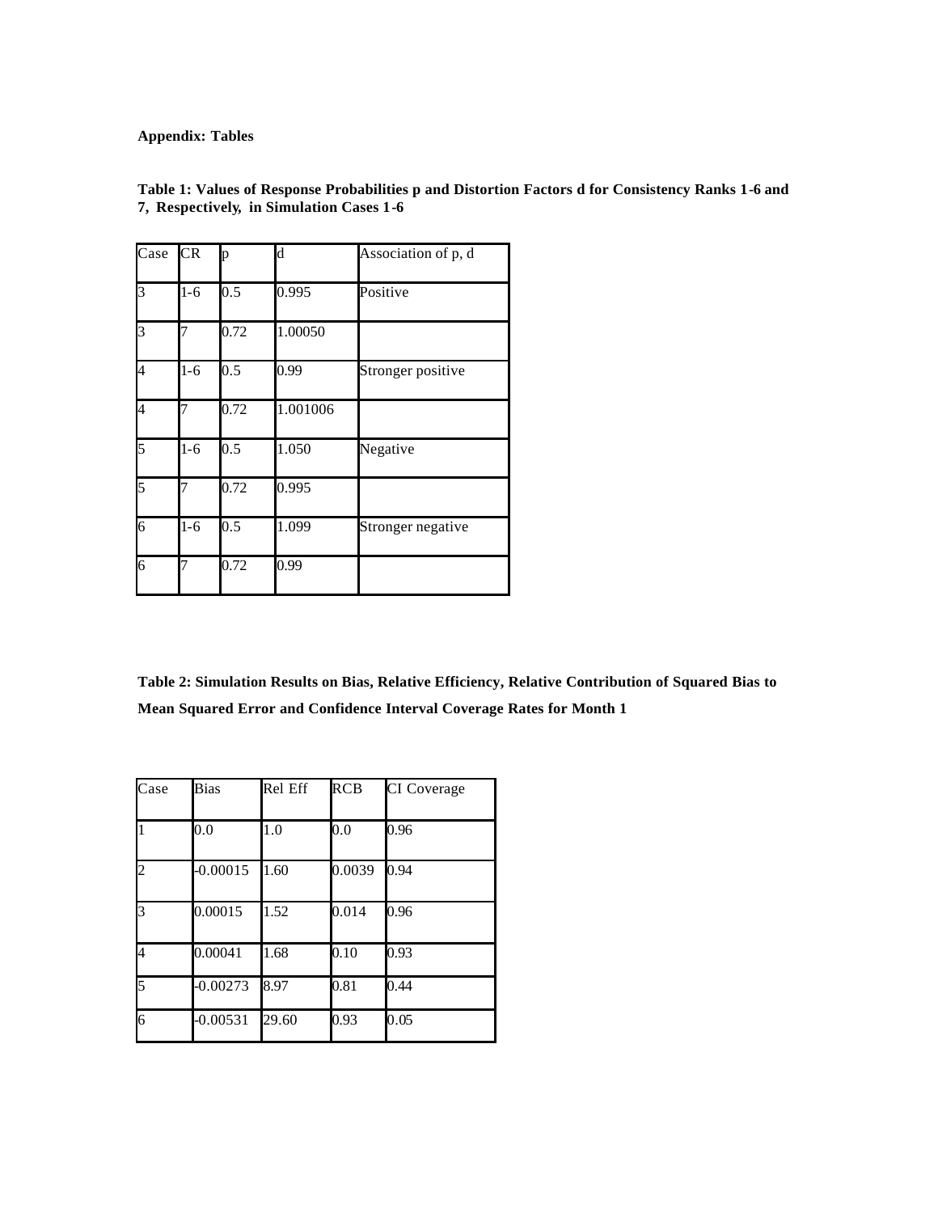**Appendix: Tables**

**Table 1: Values of Response Probabilities p and Distortion Factors d for Consistency Ranks 1-6 and 7, Respectively, in Simulation Cases 1-6**

| Case | CR | p | d | Association of p, d |
|---|---|---|---|---|
| 3 | 1-6 | 0.5 | 0.995 | Positive |
| 3 | 7 | 0.72 | 1.00050 | |
| 4 | 1-6 | 0.5 | 0.99 | Stronger positive |
| 4 | 7 | 0.72 | 1.001006 | |
| 5 | 1-6 | 0.5 | 1.050 | Negative |
| 5 | 7 | 0.72 | 0.995 | |
| 6 | 1-6 | 0.5 | 1.099 | Stronger negative |
| 6 | 7 | 0.72 | 0.99 | |

**Table 2: Simulation Results on Bias, Relative Efficiency, Relative Contribution of Squared Bias to Mean Squared Error and Confidence Interval Coverage Rates for Month 1**

| Case | Bias | Rel Eff | RCB | CI Coverage |
|---|---|---|---|---|
| 1 | 0.0 | 1.0 | 0.0 | 0.96 |
| 2 | -0.00015 | 1.60 | 0.0039 | 0.94 |
| 3 | 0.00015 | 1.52 | 0.014 | 0.96 |
| 4 | 0.00041 | 1.68 | 0.10 | 0.93 |
| 5 | -0.00273 | 8.97 | 0.81 | 0.44 |
| 6 | -0.00531 | 29.60 | 0.93 | 0.05 |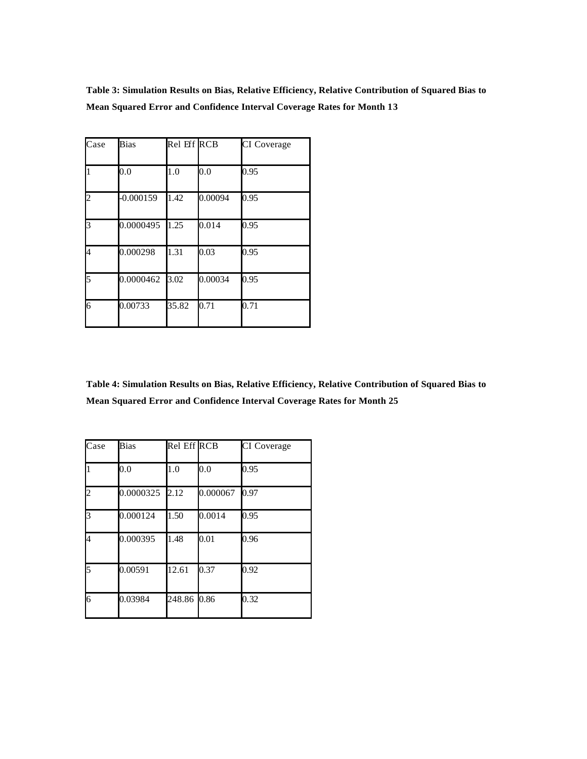**Table 3: Simulation Results on Bias, Relative Efficiency, Relative Contribution of Squared Bias to Mean Squared Error and Confidence Interval Coverage Rates for Month 13**

| Case | Bias | Rel Eff | RCB | CI Coverage |
|---|---|---|---|---|
| 1 | 0.0 | 1.0 | 0.0 | 0.95 |
| 2 | -0.000159 | 1.42 | 0.00094 | 0.95 |
| 3 | 0.0000495 | 1.25 | 0.014 | 0.95 |
| 4 | 0.000298 | 1.31 | 0.03 | 0.95 |
| 5 | 0.0000462 | 3.02 | 0.00034 | 0.95 |
| 6 | 0.00733 | 35.82 | 0.71 | 0.71 |

**Table 4: Simulation Results on Bias, Relative Efficiency, Relative Contribution of Squared Bias to Mean Squared Error and Confidence Interval Coverage Rates for Month 25**

| Case | Bias | Rel Eff | RCB | CI Coverage |
|---|---|---|---|---|
| 1 | 0.0 | 1.0 | 0.0 | 0.95 |
| 2 | 0.0000325 | 2.12 | 0.000067 | 0.97 |
| 3 | 0.000124 | 1.50 | 0.0014 | 0.95 |
| 4 | 0.000395 | 1.48 | 0.01 | 0.96 |
| 5 | 0.00591 | 12.61 | 0.37 | 0.92 |
| 6 | 0.03984 | 248.86 | 0.86 | 0.32 |